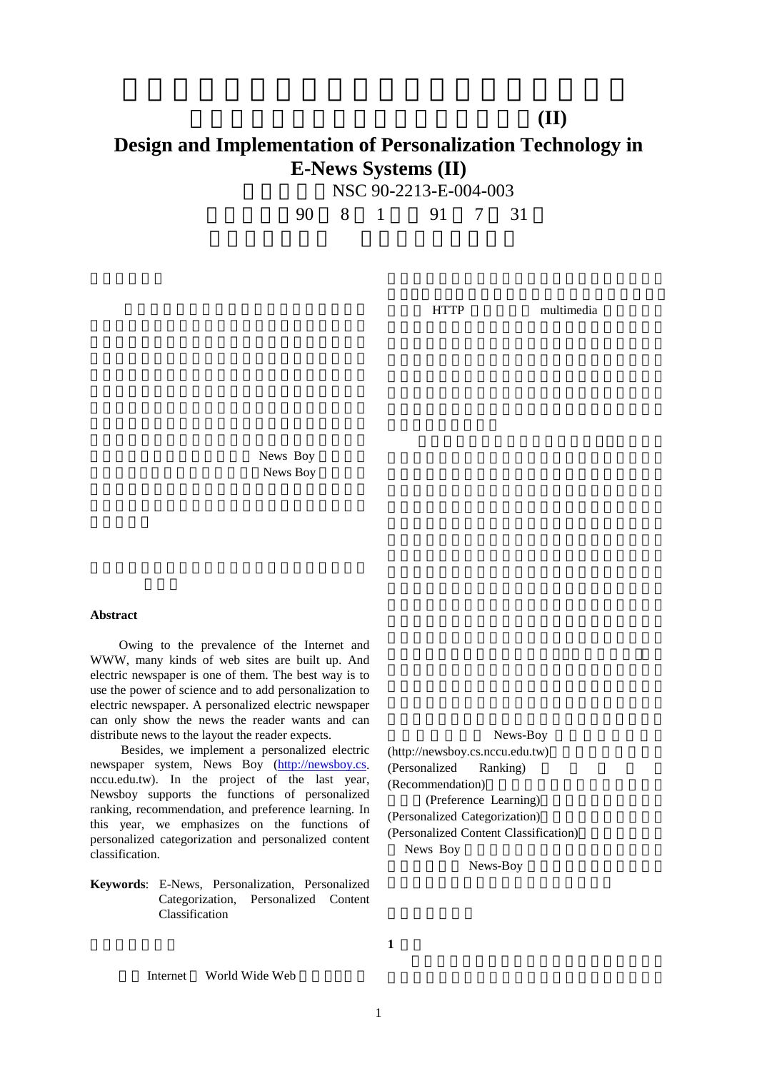# (II)

# Design and Implementation of Personalization Technology in E-News Systems (II)

NSC 90-2213-E-004-003

90 8 1 91 7 31

News Boy

News Boy

**Abstract**

Owing to the prevalence of the Internet and WWW, many kinds of web sites are built up. And electric newspaper is one of them. The best way is to use the power of science and to add personalization to electric newspaper. A personalized electric newspaper can only show the news the reader wants and can distribute news to the layout the reader expects.

Besides, we implement a personalized electric newspaper system, News Boy (http://newsboy.cs.nccu.edu.tw). In the project of the last year, Newsboy supports the functions of personalized ranking, recommendation, and preference learning. In this year, we emphasizes on the functions of personalized categorization and personalized content classification.

**Keywords**: E-News, Personalization, Personalized Categorization, Personalized Content Classification

Internet World Wide Web

HTTP multimedia

News-Boy (http://newsboy.cs.nccu.edu.tw) (Personalized Ranking) (Recommendation) (Preference Learning) (Personalized Categorization) (Personalized Content Classification) News Boy News-Boy

**1**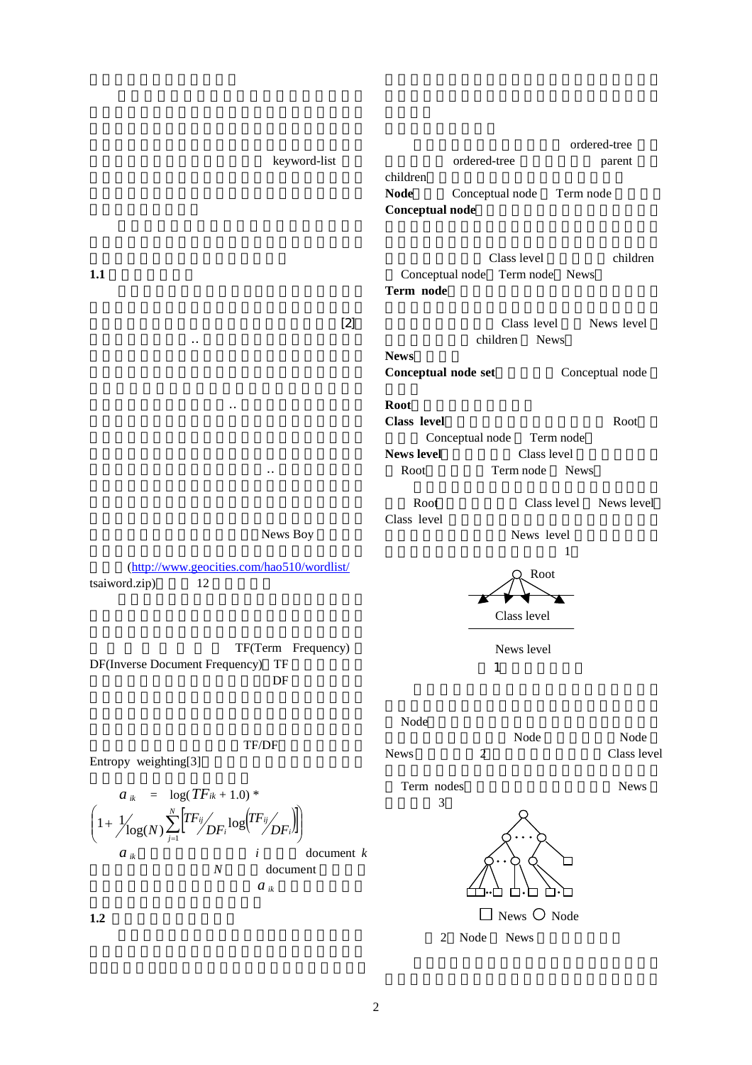keyword-list

**1.1**

[2]

..

..

..

News Boy

(http://www.geocities.com/hao510/wordlist/tsaiword.zip) 12

TF(Term Frequency) DF(Inverse Document Frequency) TF DF

TF/DF

Entropy weighting[3]

$$a_{ik} = \log(TF_{ik} + 1.0) * \left(1 + \frac{1}{\log(N)} \sum_{j=1}^{N} \left[ \frac{TF_{ij}}{DF_i} \log\left(\frac{TF_{ij}}{DF_i}\right) \right] \right)$$

$a_{ik}$ $i$ document $k$

$N$ document

$a_{ik}$

**1.2**

ordered-tree

ordered-tree parent children

**Node** Conceptual node Term node

**Conceptual node**

Class level children

Conceptual node Term node News

**Term node**

Class level News level

children News

**News**

**Conceptual node set** Conceptual node

**Root**

**Class level** Root

Conceptual node Term node

**News level** Class level

Root Term node News

Root Class level News level

Class level

News level

1

Root

Class level

News level

1

Node

Node Node

News 2 Class level

Term nodes News

3

News Node

2 Node News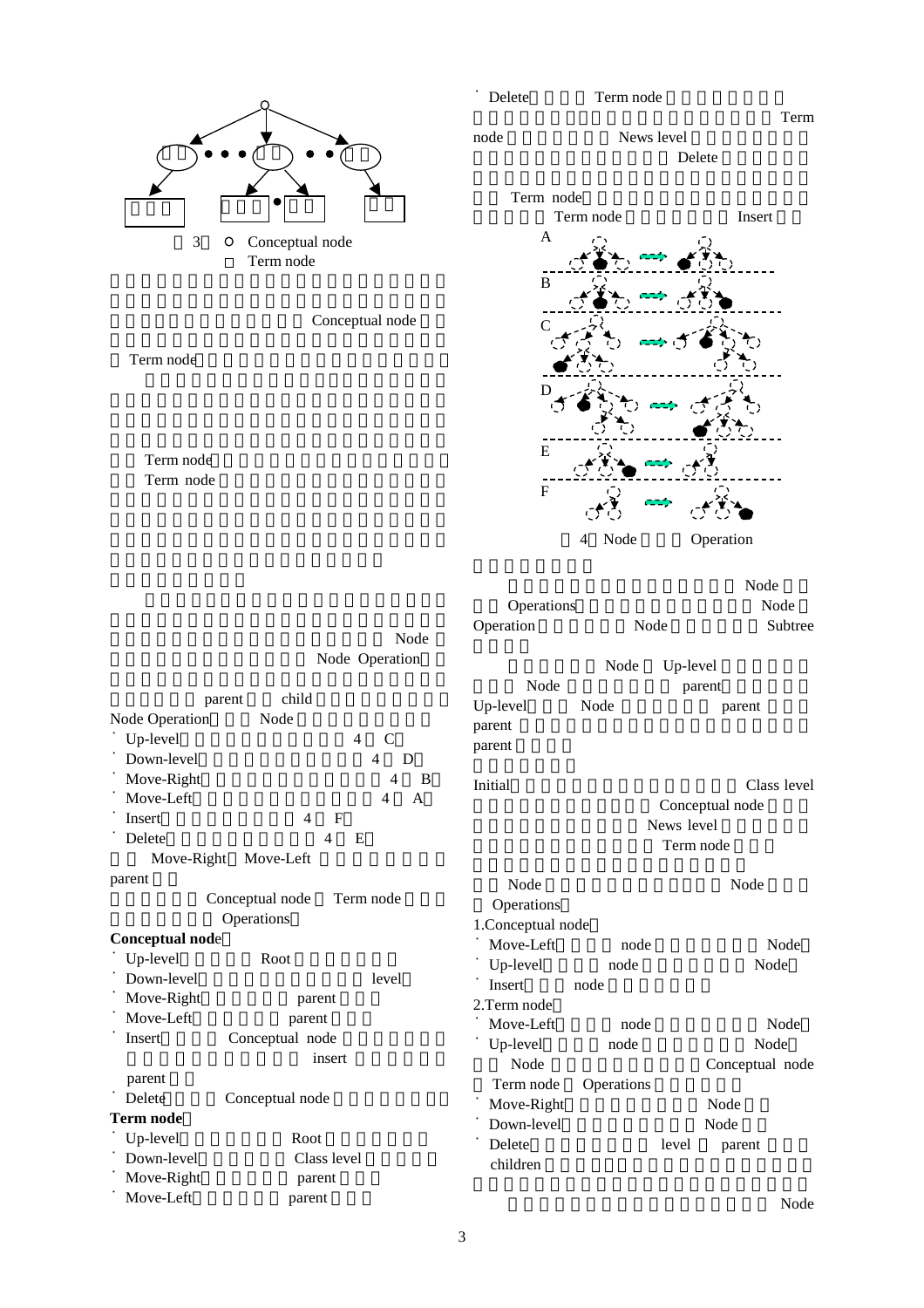圖 3 ○ Conceptual node
□ Term node

Node Operation

Conceptual node

Term node

Term node
Term node

Node
Node Operation

parent child
Node Operation Node
- Up-level 4 C
- Down-level 4 D
- Move-Right 4 B
- Move-Left 4 A
- Insert 4 F
- Delete 4 E

Move-Right Move-Left
parent

Conceptual node Term node
Operations

**Conceptual node**

- Up-level Root
- Down-level level
- Move-Right parent
- Move-Left parent
- Insert Conceptual node insert parent
- Delete Conceptual node

**Term node**

- Up-level Root
- Down-level Class level
- Move-Right parent
- Move-Left parent
- Delete Term node Term node News level Delete

Term node
Term node Insert

A

B

C

D

E

F

圖 4 Node Operation

Node
Operations Node
Operation Node Subtree

Node Up-level
Node parent
Up-level Node parent
parent
parent

Initial Class level
Conceptual node
News level
Term node

Node Node
Operations

1.Conceptual node

- Move-Left node Node
- Up-level node Node
- Insert node

2.Term node

- Move-Left node Node
- Up-level node Node

Node Conceptual node
Term node Operations

- Move-Right Node
- Down-level Node
- Delete level parent children

Node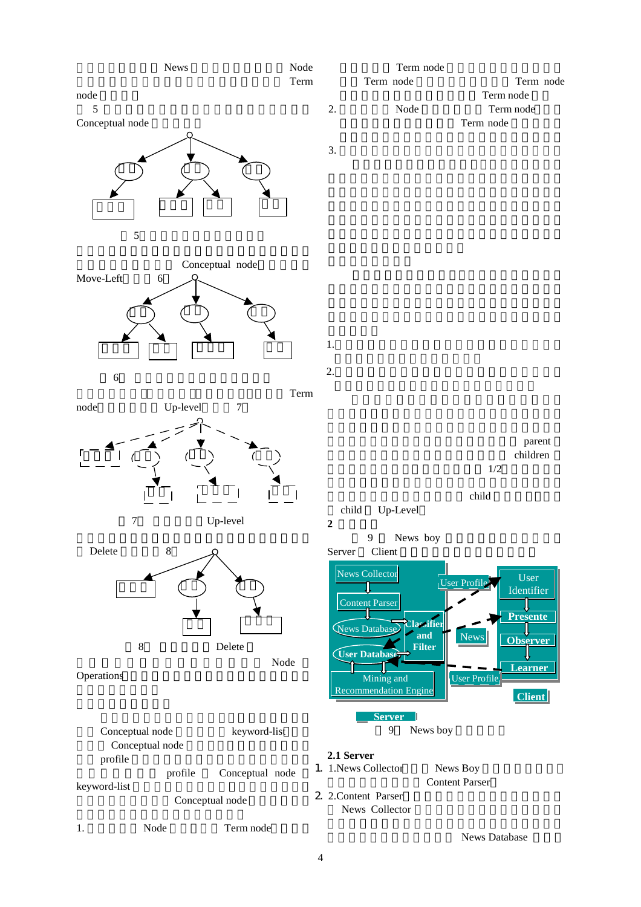News Node Term node

5

Conceptual node

5

Conceptual node

Move-Left 6

6

Term node Up-level 7

7 Up-level

Delete 8

8 Delete

Node Operations

Conceptual node keyword-list

Conceptual node

profile

profile Conceptual node

keyword-list

Conceptual node

1. Node Term node

Term node

Term node Term node

Term node

2. Node Term node

Term node

3.

**2**

1.

2.

parent

children

1/2

child

child Up-level

**2**

9 News boy

Server Client

News Collector
Content Parser
News Database
Classifier and Filter
User Database
Mining and Recommendation Engine
User Profile
News
User Profile
User Identifier
Presente
Observer
Learner
Client
Server

9 News boy

**2.1 Server**

1. 1.News Collector News Boy Content Parser
2. 2.Content Parser News Collector News Database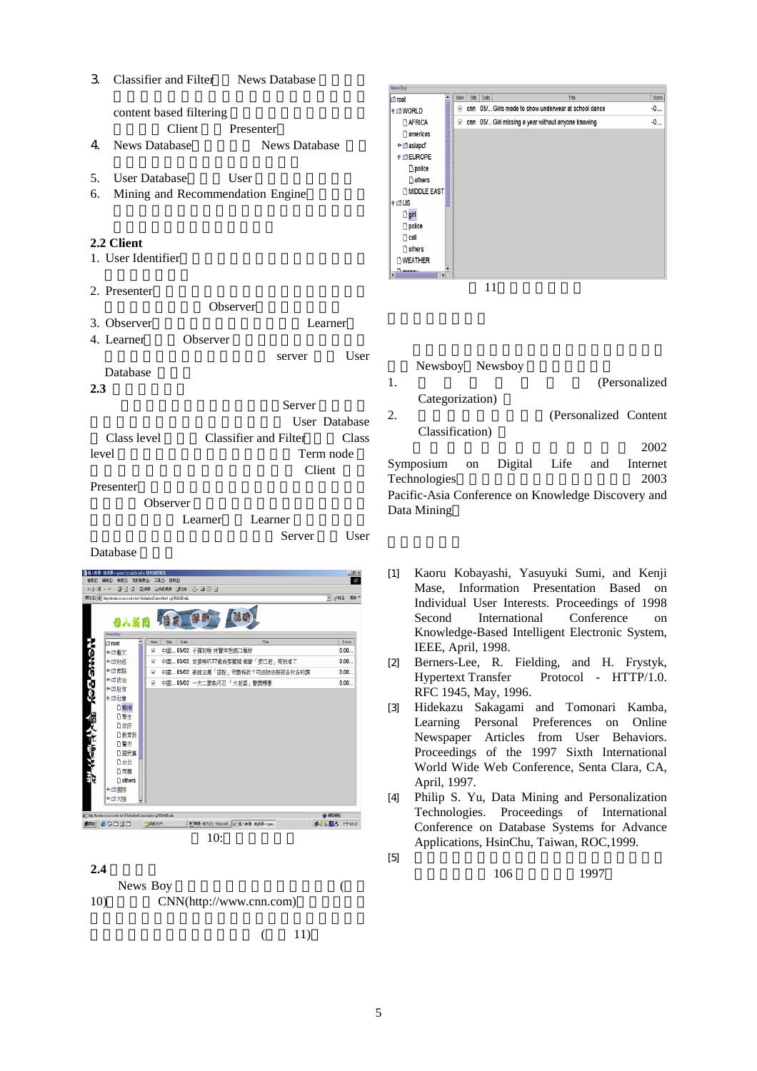3. Classifier and Filter News Database

content based filtering

Client Presenter

4. News Database News Database

5. User Database User
6. Mining and Recommendation Engine

## 2.2 Client

1. User Identifier

2. Presenter

Observer

3. Observer Learner
4. Learner Observer

server User Database

## 2.3

Server

User Database

Class level Classifier and Filter Class level Term node

Client

Presenter

Observer

Learner Learner

Server User Database

10:

## 2.4

News Boy ( 10) CNN(http://www.cnn.com)

( 11)

11

Newsboy Newsboy

1. (Personalized Categorization)
2. (Personalized Content Classification)

2002 Symposium on Digital Life and Internet Technologies 2003 Pacific-Asia Conference on Knowledge Discovery and Data Mining

[1] Kaoru Kobayashi, Yasuyuki Sumi, and Kenji Mase, Information Presentation Based on Individual User Interests. Proceedings of 1998 Second International Conference on Knowledge-Based Intelligent Electronic System, IEEE, April, 1998.

[2] Berners-Lee, R. Fielding, and H. Frystyk, Hypertext Transfer Protocol - HTTP/1.0. RFC 1945, May, 1996.

[3] Hidekazu Sakagami and Tomonari Kamba, Learning Personal Preferences on Online Newspaper Articles from User Behaviors. Proceedings of the 1997 Sixth International World Wide Web Conference, Senta Clara, CA, April, 1997.

[4] Philip S. Yu, Data Mining and Personalization Technologies. Proceedings of International Conference on Database Systems for Advance Applications, HsinChu, Taiwan, ROC,1999.

[5] 106 1997